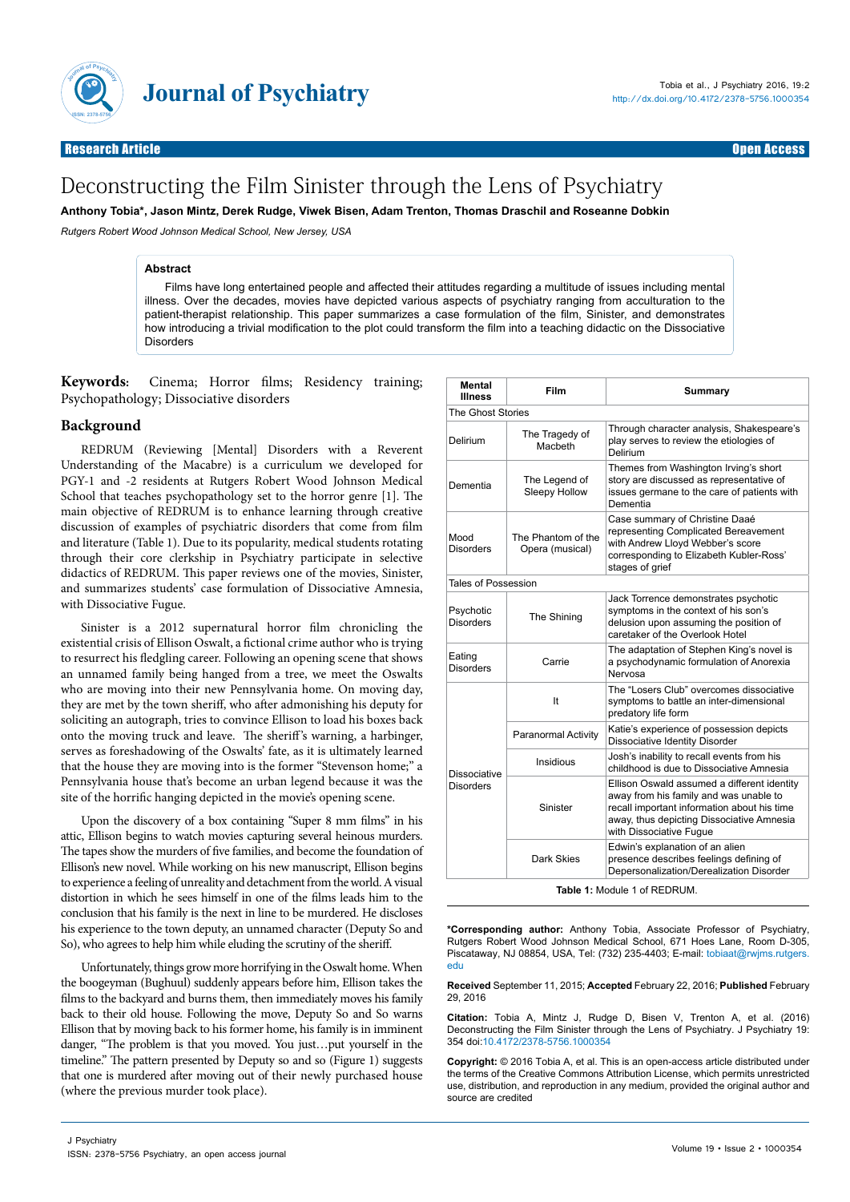**Research Article** | **Open Access**

# Deconstructing the Film Sinister through the Lens of Psychiatry

**Anthony Tobia*, Jason Mintz, Derek Rudge, Viwek Bisen, Adam Trenton, Thomas Draschil and Roseanne Dobkin**

*Rutgers Robert Wood Johnson Medical School, New Jersey, USA*

### Abstract

Films have long entertained people and affected their attitudes regarding a multitude of issues including mental illness. Over the decades, movies have depicted various aspects of psychiatry ranging from acculturation to the patient-therapist relationship. This paper summarizes a case formulation of the film, Sinister, and demonstrates how introducing a trivial modification to the plot could transform the film into a teaching didactic on the Dissociative Disorders

**Keywords:** Cinema; Horror films; Residency training; Psychopathology; Dissociative disorders

## Background

REDRUM (Reviewing [Mental] Disorders with a Reverent Understanding of the Macabre) is a curriculum we developed for PGY-1 and -2 residents at Rutgers Robert Wood Johnson Medical School that teaches psychopathology set to the horror genre [1]. The main objective of REDRUM is to enhance learning through creative discussion of examples of psychiatric disorders that come from film and literature (Table 1). Due to its popularity, medical students rotating through their core clerkship in Psychiatry participate in selective didactics of REDRUM. This paper reviews one of the movies, Sinister, and summarizes students' case formulation of Dissociative Amnesia, with Dissociative Fugue.

Sinister is a 2012 supernatural horror film chronicling the existential crisis of Ellison Oswalt, a fictional crime author who is trying to resurrect his fledgling career. Following an opening scene that shows an unnamed family being hanged from a tree, we meet the Oswalts who are moving into their new Pennsylvania home. On moving day, they are met by the town sheriff, who after admonishing his deputy for soliciting an autograph, tries to convince Ellison to load his boxes back onto the moving truck and leave. The sheriff's warning, a harbinger, serves as foreshadowing of the Oswalts' fate, as it is ultimately learned that the house they are moving into is the former "Stevenson home;" a Pennsylvania house that's become an urban legend because it was the site of the horrific hanging depicted in the movie's opening scene.

Upon the discovery of a box containing "Super 8 mm films" in his attic, Ellison begins to watch movies capturing several heinous murders. The tapes show the murders of five families, and become the foundation of Ellison's new novel. While working on his new manuscript, Ellison begins to experience a feeling of unreality and detachment from the world. A visual distortion in which he sees himself in one of the films leads him to the conclusion that his family is the next in line to be murdered. He discloses his experience to the town deputy, an unnamed character (Deputy So and So), who agrees to help him while eluding the scrutiny of the sheriff.

Unfortunately, things grow more horrifying in the Oswalt home. When the boogeyman (Bughuul) suddenly appears before him, Ellison takes the films to the backyard and burns them, then immediately moves his family back to their old house. Following the move, Deputy So and So warns Ellison that by moving back to his former home, his family is in imminent danger, "The problem is that you moved. You just…put yourself in the timeline." The pattern presented by Deputy so and so (Figure 1) suggests that one is murdered after moving out of their newly purchased house (where the previous murder took place).

| Mental Illness | Film | Summary |
|---|---|---|
| The Ghost Stories | | |
| Delirium | The Tragedy of Macbeth | Through character analysis, Shakespeare's play serves to review the etiologies of Delirium |
| Dementia | The Legend of Sleepy Hollow | Themes from Washington Irving's short story are discussed as representative of issues germane to the care of patients with Dementia |
| Mood Disorders | The Phantom of the Opera (musical) | Case summary of Christine Daaé representing Complicated Bereavement with Andrew Lloyd Webber's score corresponding to Elizabeth Kubler-Ross' stages of grief |
| Tales of Possession | | |
| Psychotic Disorders | The Shining | Jack Torrence demonstrates psychotic symptoms in the context of his son's delusion upon assuming the position of caretaker of the Overlook Hotel |
| Eating Disorders | Carrie | The adaptation of Stephen King's novel is a psychodynamic formulation of Anorexia Nervosa |
| Dissociative Disorders | It | The "Losers Club" overcomes dissociative symptoms to battle an inter-dimensional predatory life form |
| | Paranormal Activity | Katie's experience of possession depicts Dissociative Identity Disorder |
| | Insidious | Josh's inability to recall events from his childhood is due to Dissociative Amnesia |
| | Sinister | Ellison Oswald assumed a different identity away from his family and was unable to recall important information about his time away, thus depicting Dissociative Amnesia with Dissociative Fugue |
| | Dark Skies | Edwin's explanation of an alien presence describes feelings defining of Depersonalization/Derealization Disorder |

**Table 1:** Module 1 of REDRUM.

***Corresponding author:** Anthony Tobia, Associate Professor of Psychiatry, Rutgers Robert Wood Johnson Medical School, 671 Hoes Lane, Room D-305, Piscataway, NJ 08854, USA, Tel: (732) 235-4403; E-mail: tobiaat@rwjms.rutgers.edu

**Received** September 11, 2015; **Accepted** February 22, 2016; **Published** February 29, 2016

**Citation:** Tobia A, Mintz J, Rudge D, Bisen V, Trenton A, et al. (2016) Deconstructing the Film Sinister through the Lens of Psychiatry. J Psychiatry 19: 354 doi:10.4172/2378-5756.1000354

**Copyright:** © 2016 Tobia A, et al. This is an open-access article distributed under the terms of the Creative Commons Attribution License, which permits unrestricted use, distribution, and reproduction in any medium, provided the original author and source are credited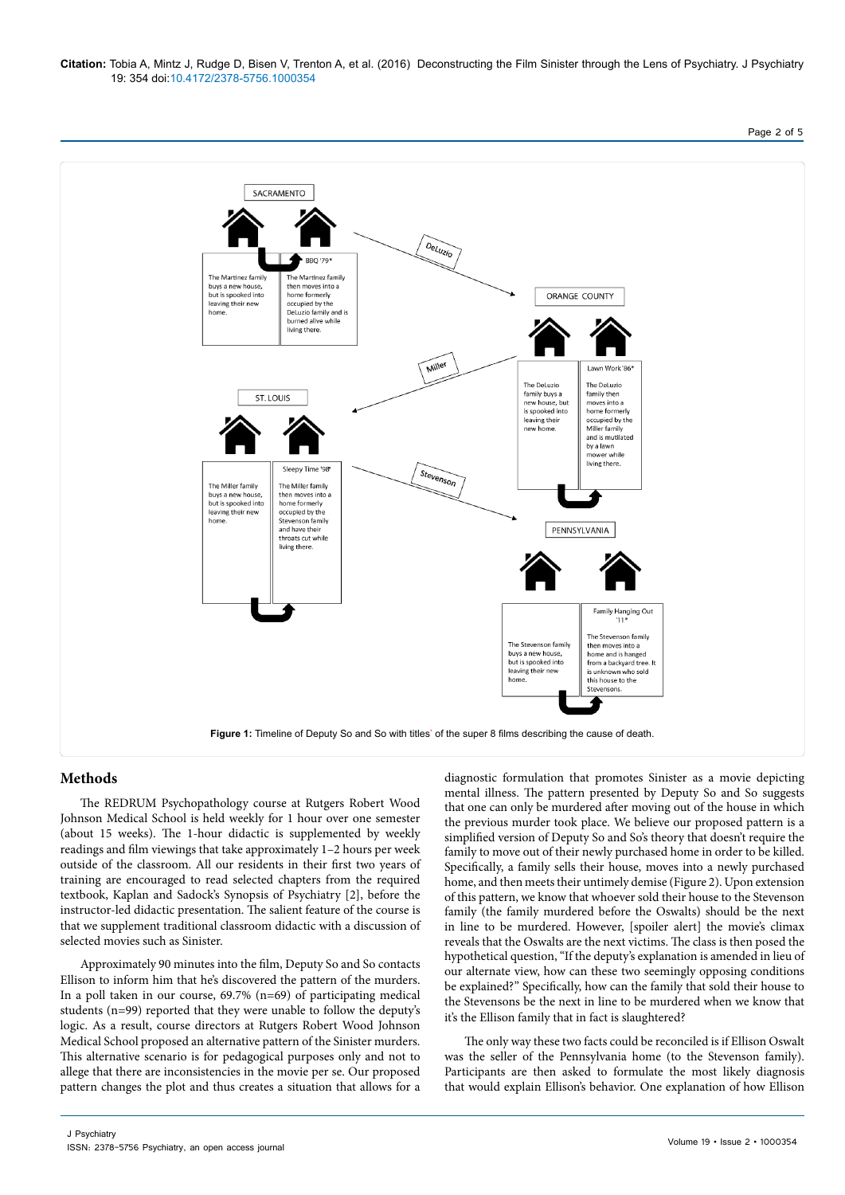SACRAMENTO

BBQ '79*

The Martinez family buys a new house, but is spooked into leaving their new home.

The Martinez family then moves into a home formerly occupied by the DeLuzio family and is burned alive while living there.

DeLuzio

ORANGE COUNTY

Lawn Work '86*

The DeLuzio family buys a new house, but is spooked into leaving their new home.

The DeLuzio family then moves into a home formerly occupied by the Miller family and is mutilated by a lawn mower while living there.

Miller

ST. LOUIS

Sleepy Time '98*

The Miller family buys a new house, but is spooked into leaving their new home.

The Miller family then moves into a home formerly occupied by the Stevenson family and have their throats cut while living there.

Stevenson

PENNSYLVANIA

Family Hanging Out '11*

The Stevenson family buys a new house, but is spooked into leaving their new home.

The Stevenson family then moves into a home and is hanged from a backyard tree. It is unknown who sold this house to the Stevensons.

**Figure 1:** Timeline of Deputy So and So with titles* of the super 8 films describing the cause of death.

## Methods

The REDRUM Psychopathology course at Rutgers Robert Wood Johnson Medical School is held weekly for 1 hour over one semester (about 15 weeks). The 1-hour didactic is supplemented by weekly readings and film viewings that take approximately 1–2 hours per week outside of the classroom. All our residents in their first two years of training are encouraged to read selected chapters from the required textbook, Kaplan and Sadock's Synopsis of Psychiatry [2], before the instructor-led didactic presentation. The salient feature of the course is that we supplement traditional classroom didactic with a discussion of selected movies such as Sinister.

Approximately 90 minutes into the film, Deputy So and So contacts Ellison to inform him that he's discovered the pattern of the murders. In a poll taken in our course, 69.7% (n=69) of participating medical students (n=99) reported that they were unable to follow the deputy's logic. As a result, course directors at Rutgers Robert Wood Johnson Medical School proposed an alternative pattern of the Sinister murders. This alternative scenario is for pedagogical purposes only and not to allege that there are inconsistencies in the movie per se. Our proposed pattern changes the plot and thus creates a situation that allows for a diagnostic formulation that promotes Sinister as a movie depicting mental illness. The pattern presented by Deputy So and So suggests that one can only be murdered after moving out of the house in which the previous murder took place. We believe our proposed pattern is a simplified version of Deputy So and So's theory that doesn't require the family to move out of their newly purchased home in order to be killed. Specifically, a family sells their house, moves into a newly purchased home, and then meets their untimely demise (Figure 2). Upon extension of this pattern, we know that whoever sold their house to the Stevenson family (the family murdered before the Oswalts) should be the next in line to be murdered. However, [spoiler alert] the movie's climax reveals that the Oswalts are the next victims. The class is then posed the hypothetical question, "If the deputy's explanation is amended in lieu of our alternate view, how can these two seemingly opposing conditions be explained?" Specifically, how can the family that sold their house to the Stevensons be the next in line to be murdered when we know that it's the Ellison family that in fact is slaughtered?

The only way these two facts could be reconciled is if Ellison Oswalt was the seller of the Pennsylvania home (to the Stevenson family). Participants are then asked to formulate the most likely diagnosis that would explain Ellison's behavior. One explanation of how Ellison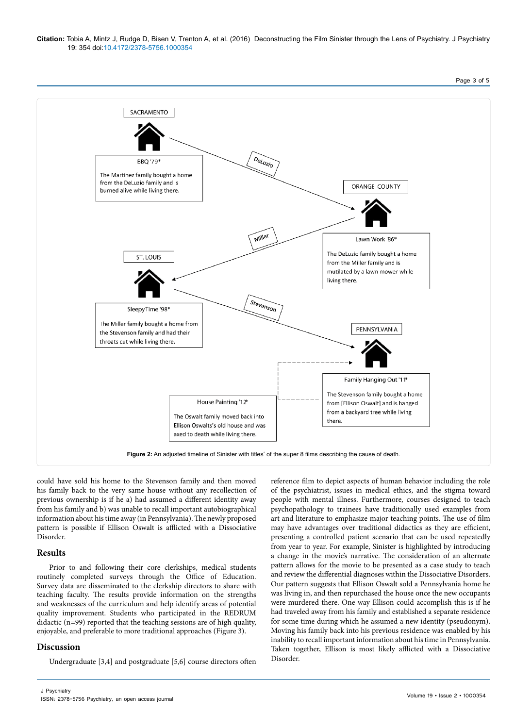SACRAMENTO

BBQ '79*

The Martinez family bought a home from the DeLuzio family and is burned alive while living there.

DeLuzio

ORANGE COUNTY

Lawn Work '86*

The DeLuzio family bought a home from the Miller family and is mutilated by a lawn mower while living there.

Miller

ST. LOUIS

Sleepy Time '98*

The Miller family bought a home from the Stevenson family and had their throats cut while living there.

Stevenson

PENNSYLVANIA

Family Hanging Out '11*

The Stevenson family bought a home from [Ellison Oswalt] and is hanged from a backyard tree while living there.

House Painting '12*

The Oswalt family moved back into Ellison Oswalts's old house and was axed to death while living there.

**Figure 2:** An adjusted timeline of Sinister with titles* of the super 8 films describing the cause of death.

could have sold his home to the Stevenson family and then moved his family back to the very same house without any recollection of previous ownership is if he a) had assumed a different identity away from his family and b) was unable to recall important autobiographical information about his time away (in Pennsylvania). The newly proposed pattern is possible if Ellison Oswalt is afflicted with a Dissociative Disorder.

## Results

Prior to and following their core clerkships, medical students routinely completed surveys through the Office of Education. Survey data are disseminated to the clerkship directors to share with teaching faculty. The results provide information on the strengths and weaknesses of the curriculum and help identify areas of potential quality improvement. Students who participated in the REDRUM didactic (n=99) reported that the teaching sessions are of high quality, enjoyable, and preferable to more traditional approaches (Figure 3).

## Discussion

Undergraduate [3,4] and postgraduate [5,6] course directors often reference film to depict aspects of human behavior including the role of the psychiatrist, issues in medical ethics, and the stigma toward people with mental illness. Furthermore, courses designed to teach psychopathology to trainees have traditionally used examples from art and literature to emphasize major teaching points. The use of film may have advantages over traditional didactics as they are efficient, presenting a controlled patient scenario that can be used repeatedly from year to year. For example, Sinister is highlighted by introducing a change in the movie's narrative. The consideration of an alternate pattern allows for the movie to be presented as a case study to teach and review the differential diagnoses within the Dissociative Disorders. Our pattern suggests that Ellison Oswalt sold a Pennsylvania home he was living in, and then repurchased the house once the new occupants were murdered there. One way Ellison could accomplish this is if he had traveled away from his family and established a separate residence for some time during which he assumed a new identity (pseudonym). Moving his family back into his previous residence was enabled by his inability to recall important information about his time in Pennsylvania. Taken together, Ellison is most likely afflicted with a Dissociative Disorder.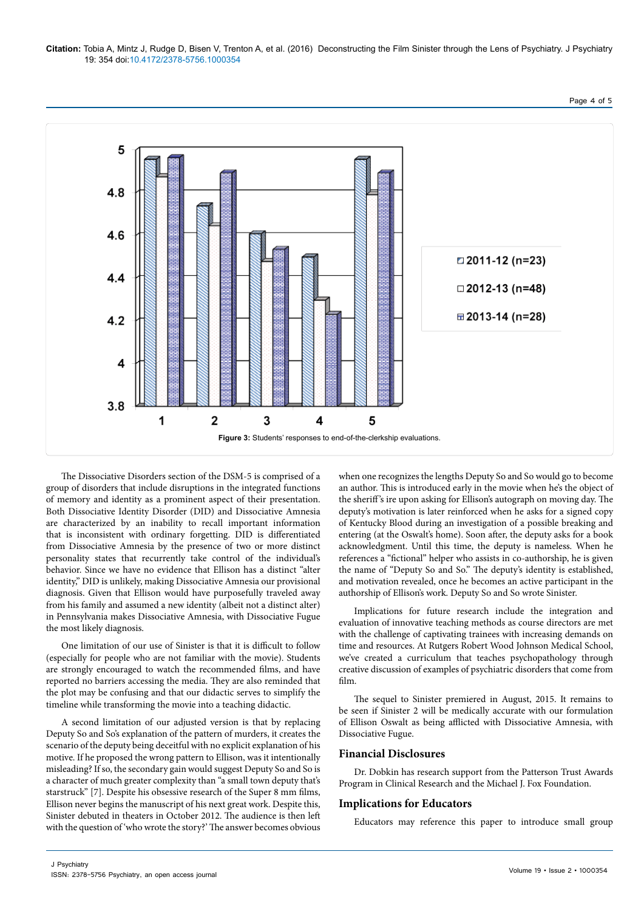5

4.8

4.6

4.4

4.2

4

3.8

1 2 3 4 5

2011-12 (n=23)

2012-13 (n=48)

2013-14 (n=28)

**Figure 3:** Students' responses to end-of-the-clerkship evaluations.

The Dissociative Disorders section of the DSM-5 is comprised of a group of disorders that include disruptions in the integrated functions of memory and identity as a prominent aspect of their presentation. Both Dissociative Identity Disorder (DID) and Dissociative Amnesia are characterized by an inability to recall important information that is inconsistent with ordinary forgetting. DID is differentiated from Dissociative Amnesia by the presence of two or more distinct personality states that recurrently take control of the individual's behavior. Since we have no evidence that Ellison has a distinct "alter identity," DID is unlikely, making Dissociative Amnesia our provisional diagnosis. Given that Ellison would have purposefully traveled away from his family and assumed a new identity (albeit not a distinct alter) in Pennsylvania makes Dissociative Amnesia, with Dissociative Fugue the most likely diagnosis.

One limitation of our use of Sinister is that it is difficult to follow (especially for people who are not familiar with the movie). Students are strongly encouraged to watch the recommended films, and have reported no barriers accessing the media. They are also reminded that the plot may be confusing and that our didactic serves to simplify the timeline while transforming the movie into a teaching didactic.

A second limitation of our adjusted version is that by replacing Deputy So and So's explanation of the pattern of murders, it creates the scenario of the deputy being deceitful with no explicit explanation of his motive. If he proposed the wrong pattern to Ellison, was it intentionally misleading? If so, the secondary gain would suggest Deputy So and So is a character of much greater complexity than "a small town deputy that's starstruck" [7]. Despite his obsessive research of the Super 8 mm films, Ellison never begins the manuscript of his next great work. Despite this, Sinister debuted in theaters in October 2012. The audience is then left with the question of 'who wrote the story?' The answer becomes obvious when one recognizes the lengths Deputy So and So would go to become an author. This is introduced early in the movie when he's the object of the sheriff's ire upon asking for Ellison's autograph on moving day. The deputy's motivation is later reinforced when he asks for a signed copy of Kentucky Blood during an investigation of a possible breaking and entering (at the Oswalt's home). Soon after, the deputy asks for a book acknowledgment. Until this time, the deputy is nameless. When he references a "fictional" helper who assists in co-authorship, he is given the name of "Deputy So and So." The deputy's identity is established, and motivation revealed, once he becomes an active participant in the authorship of Ellison's work. Deputy So and So wrote Sinister.

Implications for future research include the integration and evaluation of innovative teaching methods as course directors are met with the challenge of captivating trainees with increasing demands on time and resources. At Rutgers Robert Wood Johnson Medical School, we've created a curriculum that teaches psychopathology through creative discussion of examples of psychiatric disorders that come from film.

The sequel to Sinister premiered in August, 2015. It remains to be seen if Sinister 2 will be medically accurate with our formulation of Ellison Oswalt as being afflicted with Dissociative Amnesia, with Dissociative Fugue.

## Financial Disclosures

Dr. Dobkin has research support from the Patterson Trust Awards Program in Clinical Research and the Michael J. Fox Foundation.

## Implications for Educators

Educators may reference this paper to introduce small group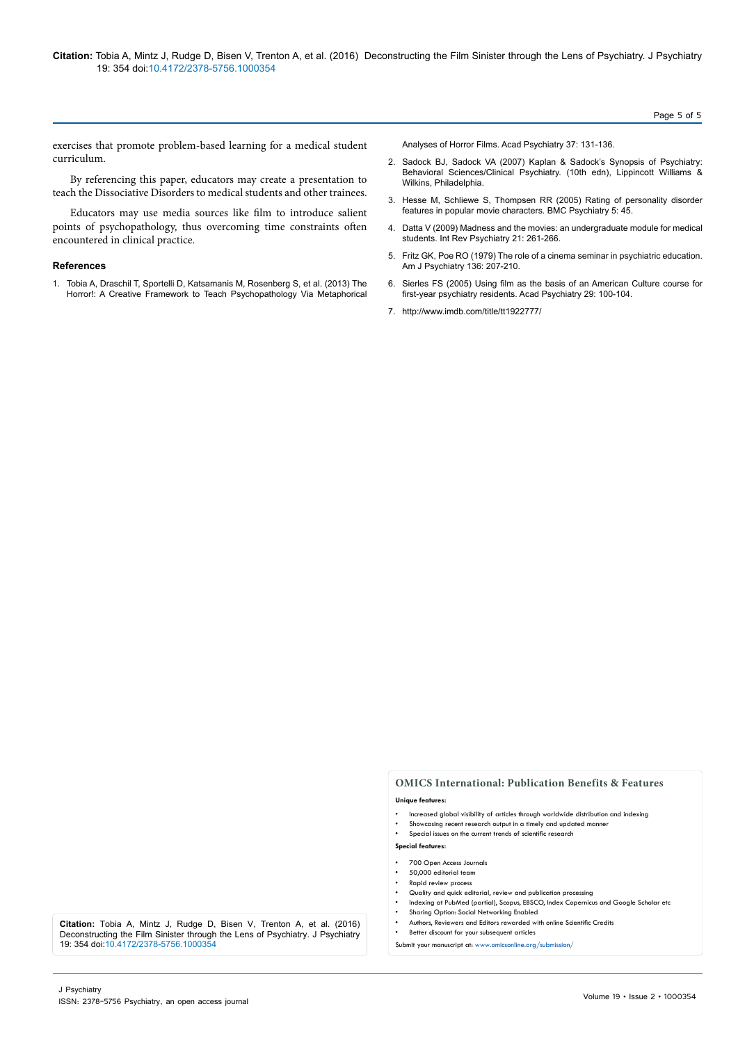exercises that promote problem-based learning for a medical student curriculum.

By referencing this paper, educators may create a presentation to teach the Dissociative Disorders to medical students and other trainees.

Educators may use media sources like film to introduce salient points of psychopathology, thus overcoming time constraints often encountered in clinical practice.

### References

1. Tobia A, Draschil T, Sportelli D, Katsamanis M, Rosenberg S, et al. (2013) The Horror!: A Creative Framework to Teach Psychopathology Via Metaphorical Analyses of Horror Films. Acad Psychiatry 37: 131-136.
2. Sadock BJ, Sadock VA (2007) Kaplan & Sadock's Synopsis of Psychiatry: Behavioral Sciences/Clinical Psychiatry. (10th edn), Lippincott Williams & Wilkins, Philadelphia.
3. Hesse M, Schliewe S, Thompsen RR (2005) Rating of personality disorder features in popular movie characters. BMC Psychiatry 5: 45.
4. Datta V (2009) Madness and the movies: an undergraduate module for medical students. Int Rev Psychiatry 21: 261-266.
5. Fritz GK, Poe RO (1979) The role of a cinema seminar in psychiatric education. Am J Psychiatry 136: 207-210.
6. Sierles FS (2005) Using film as the basis of an American Culture course for first-year psychiatry residents. Acad Psychiatry 29: 100-104.
7. http://www.imdb.com/title/tt1922777/

**OMICS International: Publication Benefits & Features**

**Unique features:**

- Increased global visibility of articles through worldwide distribution and indexing
- Showcasing recent research output in a timely and updated manner
- Special issues on the current trends of scientific research

**Special features:**

- 700 Open Access Journals
- 50,000 editorial team
- Rapid review process
- Quality and quick editorial, review and publication processing
- Indexing at PubMed (partial), Scopus, EBSCO, Index Copernicus and Google Scholar etc
- Sharing Option: Social Networking Enabled
- Authors, Reviewers and Editors rewarded with online Scientific Credits
- Better discount for your subsequent articles

Submit your manuscript at: www.omicsonline.org/submission/

**Citation:** Tobia A, Mintz J, Rudge D, Bisen V, Trenton A, et al. (2016) Deconstructing the Film Sinister through the Lens of Psychiatry. J Psychiatry 19: 354 doi:10.4172/2378-5756.1000354